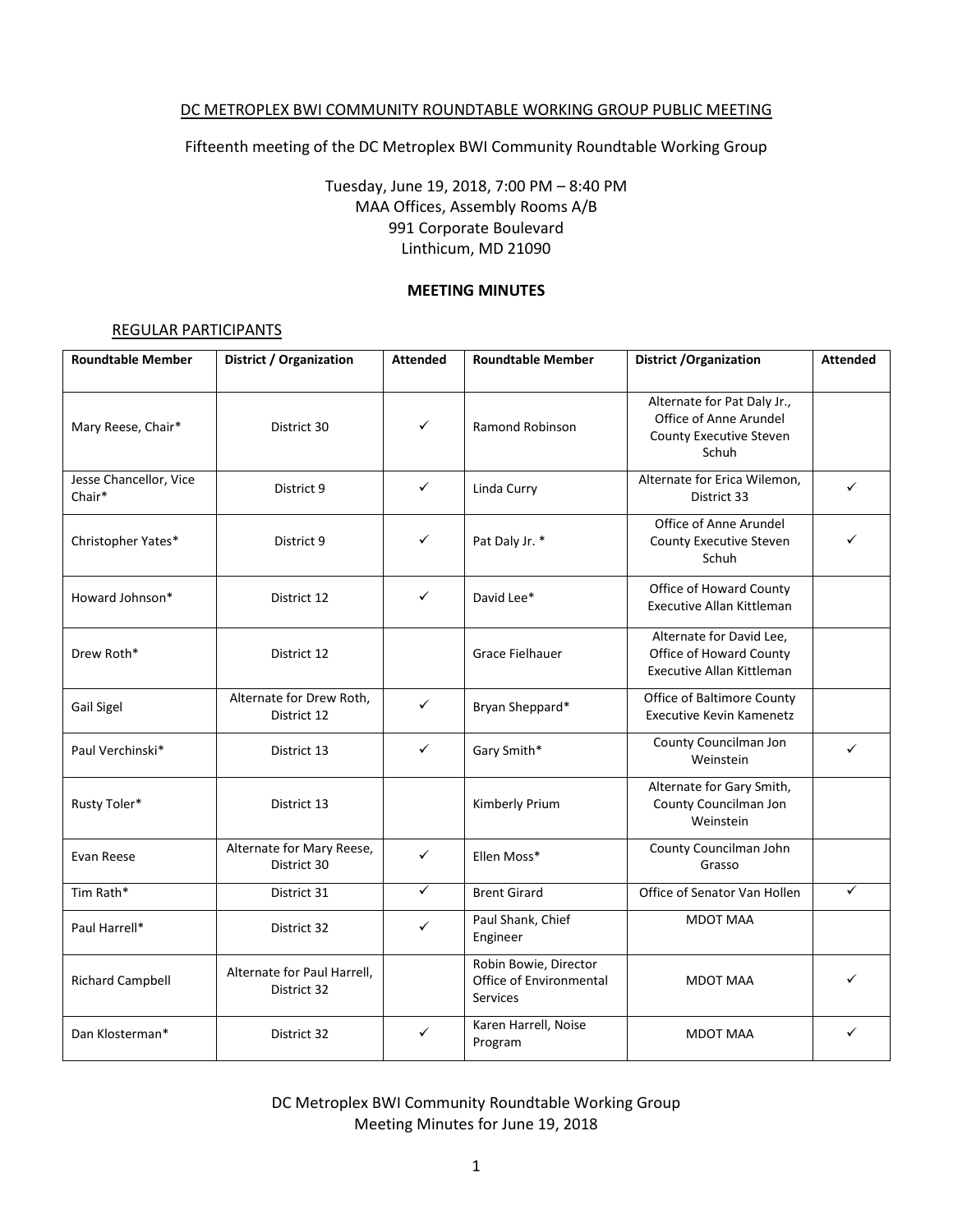DC METROPLEX BWI COMMUNITY ROUNDTABLE WORKING GROUP PUBLIC MEETING

Fifteenth meeting of the DC Metroplex BWI Community Roundtable Working Group

Tuesday, June 19, 2018, 7:00 PM – 8:40 PM
MAA Offices, Assembly Rooms A/B
991 Corporate Boulevard
Linthicum, MD 21090

**MEETING MINUTES**

REGULAR PARTICIPANTS

| Roundtable Member | District / Organization | Attended | Roundtable Member | District /Organization | Attended |
|---|---|---|---|---|---|
| Mary Reese, Chair* | District 30 | ✓ | Ramond Robinson | Alternate for Pat Daly Jr., Office of Anne Arundel County Executive Steven Schuh | |
| Jesse Chancellor, Vice Chair* | District 9 | ✓ | Linda Curry | Alternate for Erica Wilemon, District 33 | ✓ |
| Christopher Yates* | District 9 | ✓ | Pat Daly Jr. * | Office of Anne Arundel County Executive Steven Schuh | ✓ |
| Howard Johnson* | District 12 | ✓ | David Lee* | Office of Howard County Executive Allan Kittleman | |
| Drew Roth* | District 12 | | Grace Fielhauer | Alternate for David Lee, Office of Howard County Executive Allan Kittleman | |
| Gail Sigel | Alternate for Drew Roth, District 12 | ✓ | Bryan Sheppard* | Office of Baltimore County Executive Kevin Kamenetz | |
| Paul Verchinski* | District 13 | ✓ | Gary Smith* | County Councilman Jon Weinstein | ✓ |
| Rusty Toler* | District 13 | | Kimberly Prium | Alternate for Gary Smith, County Councilman Jon Weinstein | |
| Evan Reese | Alternate for Mary Reese, District 30 | ✓ | Ellen Moss* | County Councilman John Grasso | |
| Tim Rath* | District 31 | ✓ | Brent Girard | Office of Senator Van Hollen | ✓ |
| Paul Harrell* | District 32 | ✓ | Paul Shank, Chief Engineer | MDOT MAA | |
| Richard Campbell | Alternate for Paul Harrell, District 32 | | Robin Bowie, Director Office of Environmental Services | MDOT MAA | ✓ |
| Dan Klosterman* | District 32 | ✓ | Karen Harrell, Noise Program | MDOT MAA | ✓ |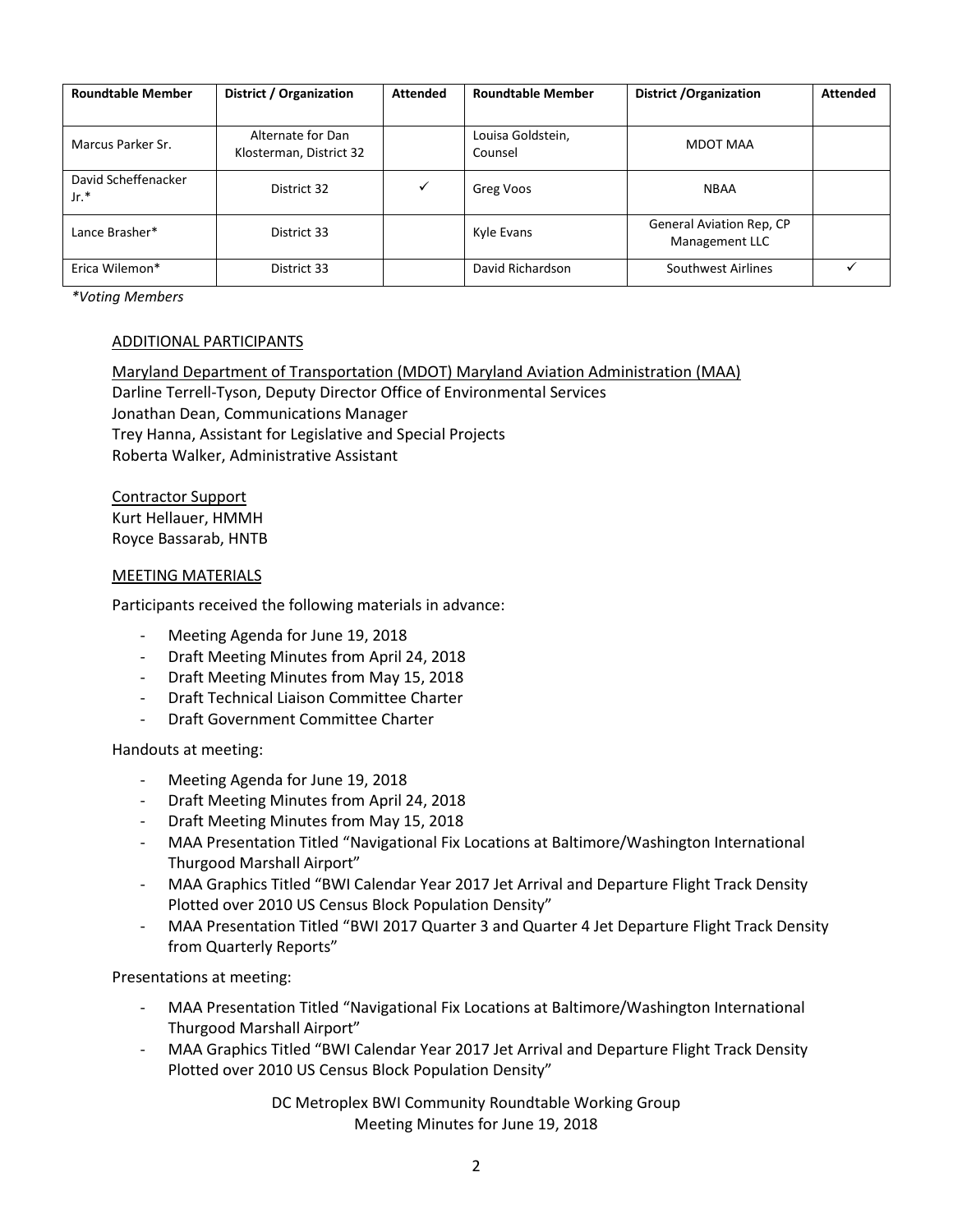| Roundtable Member | District / Organization | Attended | Roundtable Member | District /Organization | Attended |
|---|---|---|---|---|---|
| Marcus Parker Sr. | Alternate for Dan Klosterman, District 32 | | Louisa Goldstein, Counsel | MDOT MAA | |
| David Scheffenacker Jr.* | District 32 | ✓ | Greg Voos | NBAA | |
| Lance Brasher* | District 33 | | Kyle Evans | General Aviation Rep, CP Management LLC | |
| Erica Wilemon* | District 33 | | David Richardson | Southwest Airlines | ✓ |

*\*Voting Members*

## ADDITIONAL PARTICIPANTS

Maryland Department of Transportation (MDOT) Maryland Aviation Administration (MAA)
Darline Terrell-Tyson, Deputy Director Office of Environmental Services
Jonathan Dean, Communications Manager
Trey Hanna, Assistant for Legislative and Special Projects
Roberta Walker, Administrative Assistant

Contractor Support
Kurt Hellauer, HMMH
Royce Bassarab, HNTB

## MEETING MATERIALS

Participants received the following materials in advance:

- Meeting Agenda for June 19, 2018
- Draft Meeting Minutes from April 24, 2018
- Draft Meeting Minutes from May 15, 2018
- Draft Technical Liaison Committee Charter
- Draft Government Committee Charter

Handouts at meeting:

- Meeting Agenda for June 19, 2018
- Draft Meeting Minutes from April 24, 2018
- Draft Meeting Minutes from May 15, 2018
- MAA Presentation Titled "Navigational Fix Locations at Baltimore/Washington International Thurgood Marshall Airport"
- MAA Graphics Titled "BWI Calendar Year 2017 Jet Arrival and Departure Flight Track Density Plotted over 2010 US Census Block Population Density"
- MAA Presentation Titled "BWI 2017 Quarter 3 and Quarter 4 Jet Departure Flight Track Density from Quarterly Reports"

Presentations at meeting:

- MAA Presentation Titled "Navigational Fix Locations at Baltimore/Washington International Thurgood Marshall Airport"
- MAA Graphics Titled "BWI Calendar Year 2017 Jet Arrival and Departure Flight Track Density Plotted over 2010 US Census Block Population Density"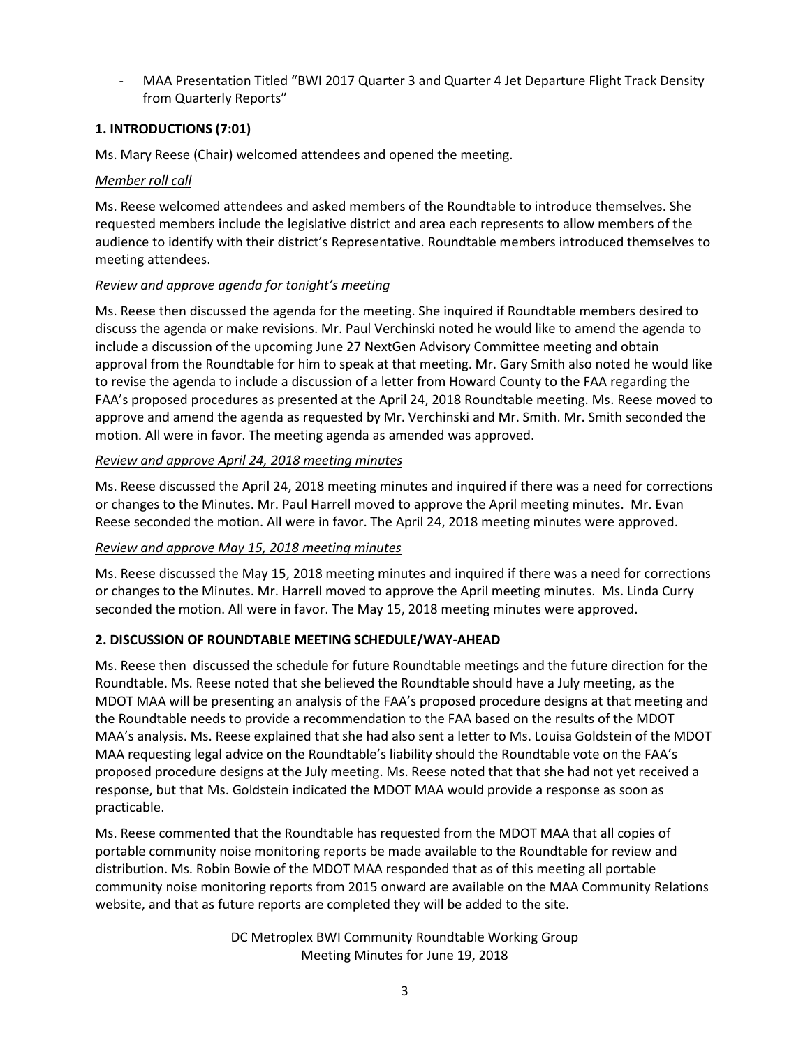- MAA Presentation Titled "BWI 2017 Quarter 3 and Quarter 4 Jet Departure Flight Track Density from Quarterly Reports"

### 1. INTRODUCTIONS (7:01)

Ms. Mary Reese (Chair) welcomed attendees and opened the meeting.

*Member roll call*

Ms. Reese welcomed attendees and asked members of the Roundtable to introduce themselves. She requested members include the legislative district and area each represents to allow members of the audience to identify with their district's Representative. Roundtable members introduced themselves to meeting attendees.

*Review and approve agenda for tonight's meeting*

Ms. Reese then discussed the agenda for the meeting. She inquired if Roundtable members desired to discuss the agenda or make revisions. Mr. Paul Verchinski noted he would like to amend the agenda to include a discussion of the upcoming June 27 NextGen Advisory Committee meeting and obtain approval from the Roundtable for him to speak at that meeting. Mr. Gary Smith also noted he would like to revise the agenda to include a discussion of a letter from Howard County to the FAA regarding the FAA's proposed procedures as presented at the April 24, 2018 Roundtable meeting. Ms. Reese moved to approve and amend the agenda as requested by Mr. Verchinski and Mr. Smith. Mr. Smith seconded the motion. All were in favor. The meeting agenda as amended was approved.

*Review and approve April 24, 2018 meeting minutes*

Ms. Reese discussed the April 24, 2018 meeting minutes and inquired if there was a need for corrections or changes to the Minutes. Mr. Paul Harrell moved to approve the April meeting minutes. Mr. Evan Reese seconded the motion. All were in favor. The April 24, 2018 meeting minutes were approved.

*Review and approve May 15, 2018 meeting minutes*

Ms. Reese discussed the May 15, 2018 meeting minutes and inquired if there was a need for corrections or changes to the Minutes. Mr. Harrell moved to approve the April meeting minutes. Ms. Linda Curry seconded the motion. All were in favor. The May 15, 2018 meeting minutes were approved.

### 2. DISCUSSION OF ROUNDTABLE MEETING SCHEDULE/WAY-AHEAD

Ms. Reese then discussed the schedule for future Roundtable meetings and the future direction for the Roundtable. Ms. Reese noted that she believed the Roundtable should have a July meeting, as the MDOT MAA will be presenting an analysis of the FAA's proposed procedure designs at that meeting and the Roundtable needs to provide a recommendation to the FAA based on the results of the MDOT MAA's analysis. Ms. Reese explained that she had also sent a letter to Ms. Louisa Goldstein of the MDOT MAA requesting legal advice on the Roundtable's liability should the Roundtable vote on the FAA's proposed procedure designs at the July meeting. Ms. Reese noted that that she had not yet received a response, but that Ms. Goldstein indicated the MDOT MAA would provide a response as soon as practicable.

Ms. Reese commented that the Roundtable has requested from the MDOT MAA that all copies of portable community noise monitoring reports be made available to the Roundtable for review and distribution. Ms. Robin Bowie of the MDOT MAA responded that as of this meeting all portable community noise monitoring reports from 2015 onward are available on the MAA Community Relations website, and that as future reports are completed they will be added to the site.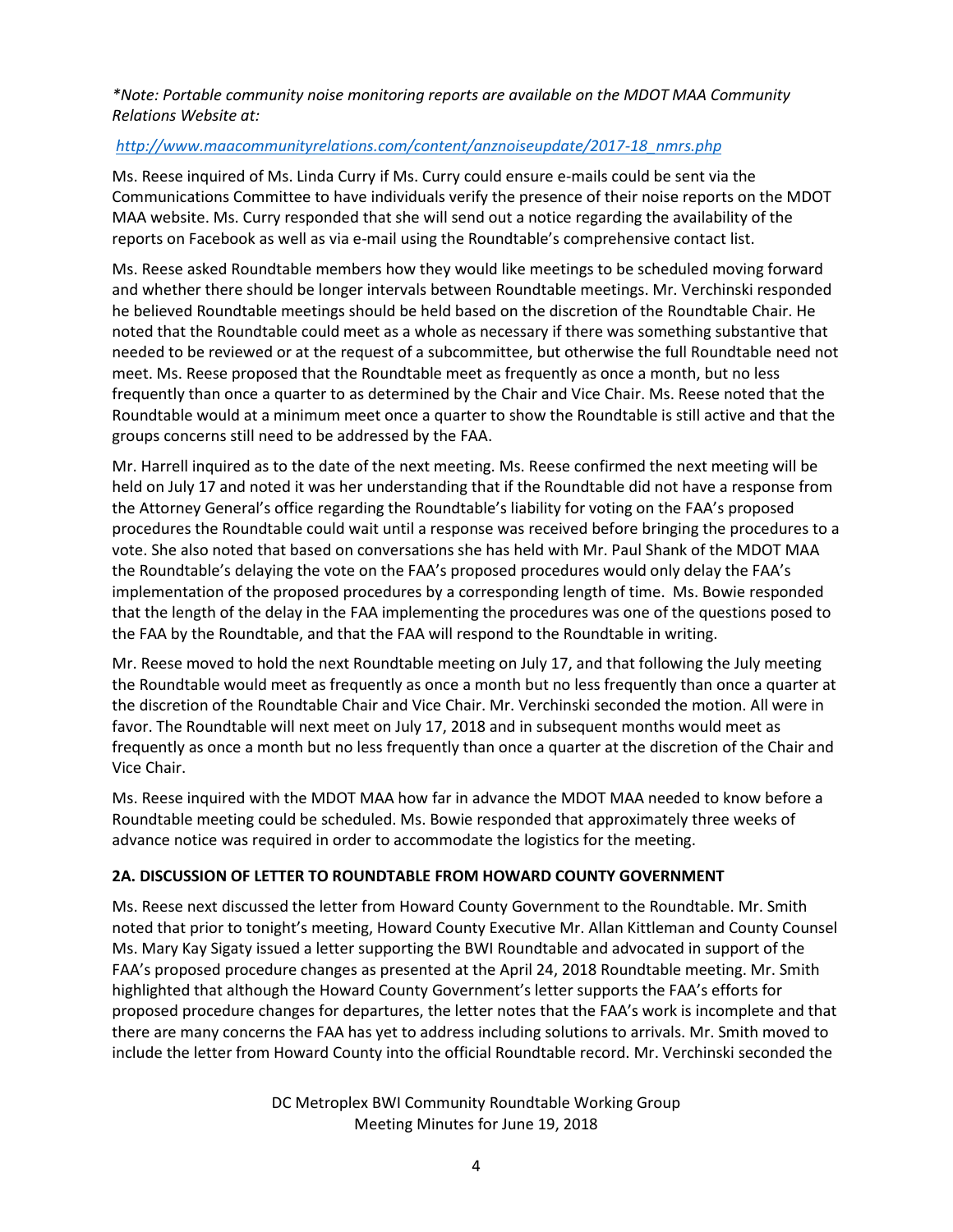*Note: Portable community noise monitoring reports are available on the MDOT MAA Community Relations Website at:*

*http://www.maacommunityrelations.com/content/anznoiseupdate/2017-18_nmrs.php*

Ms. Reese inquired of Ms. Linda Curry if Ms. Curry could ensure e-mails could be sent via the Communications Committee to have individuals verify the presence of their noise reports on the MDOT MAA website. Ms. Curry responded that she will send out a notice regarding the availability of the reports on Facebook as well as via e-mail using the Roundtable's comprehensive contact list.

Ms. Reese asked Roundtable members how they would like meetings to be scheduled moving forward and whether there should be longer intervals between Roundtable meetings. Mr. Verchinski responded he believed Roundtable meetings should be held based on the discretion of the Roundtable Chair. He noted that the Roundtable could meet as a whole as necessary if there was something substantive that needed to be reviewed or at the request of a subcommittee, but otherwise the full Roundtable need not meet. Ms. Reese proposed that the Roundtable meet as frequently as once a month, but no less frequently than once a quarter to as determined by the Chair and Vice Chair. Ms. Reese noted that the Roundtable would at a minimum meet once a quarter to show the Roundtable is still active and that the groups concerns still need to be addressed by the FAA.

Mr. Harrell inquired as to the date of the next meeting. Ms. Reese confirmed the next meeting will be held on July 17 and noted it was her understanding that if the Roundtable did not have a response from the Attorney General's office regarding the Roundtable's liability for voting on the FAA's proposed procedures the Roundtable could wait until a response was received before bringing the procedures to a vote. She also noted that based on conversations she has held with Mr. Paul Shank of the MDOT MAA the Roundtable's delaying the vote on the FAA's proposed procedures would only delay the FAA's implementation of the proposed procedures by a corresponding length of time. Ms. Bowie responded that the length of the delay in the FAA implementing the procedures was one of the questions posed to the FAA by the Roundtable, and that the FAA will respond to the Roundtable in writing.

Mr. Reese moved to hold the next Roundtable meeting on July 17, and that following the July meeting the Roundtable would meet as frequently as once a month but no less frequently than once a quarter at the discretion of the Roundtable Chair and Vice Chair. Mr. Verchinski seconded the motion. All were in favor. The Roundtable will next meet on July 17, 2018 and in subsequent months would meet as frequently as once a month but no less frequently than once a quarter at the discretion of the Chair and Vice Chair.

Ms. Reese inquired with the MDOT MAA how far in advance the MDOT MAA needed to know before a Roundtable meeting could be scheduled. Ms. Bowie responded that approximately three weeks of advance notice was required in order to accommodate the logistics for the meeting.

**2A. DISCUSSION OF LETTER TO ROUNDTABLE FROM HOWARD COUNTY GOVERNMENT**

Ms. Reese next discussed the letter from Howard County Government to the Roundtable. Mr. Smith noted that prior to tonight's meeting, Howard County Executive Mr. Allan Kittleman and County Counsel Ms. Mary Kay Sigaty issued a letter supporting the BWI Roundtable and advocated in support of the FAA's proposed procedure changes as presented at the April 24, 2018 Roundtable meeting. Mr. Smith highlighted that although the Howard County Government's letter supports the FAA's efforts for proposed procedure changes for departures, the letter notes that the FAA's work is incomplete and that there are many concerns the FAA has yet to address including solutions to arrivals. Mr. Smith moved to include the letter from Howard County into the official Roundtable record. Mr. Verchinski seconded the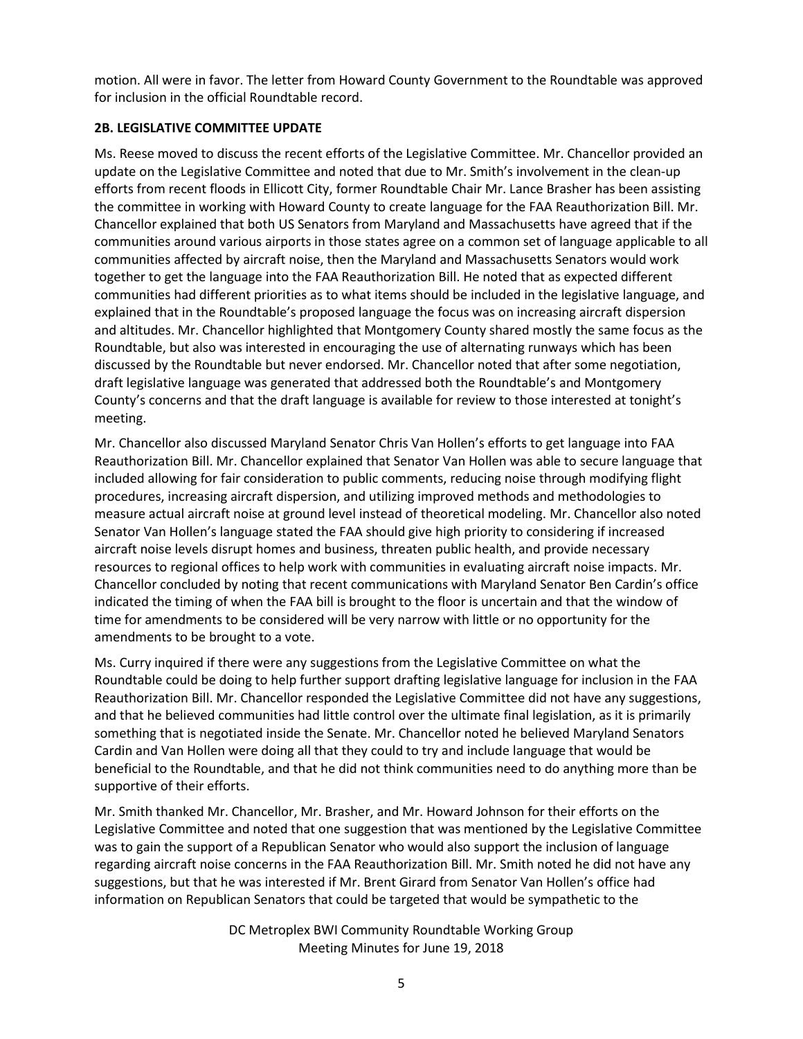motion. All were in favor. The letter from Howard County Government to the Roundtable was approved for inclusion in the official Roundtable record.

**2B. LEGISLATIVE COMMITTEE UPDATE**

Ms. Reese moved to discuss the recent efforts of the Legislative Committee. Mr. Chancellor provided an update on the Legislative Committee and noted that due to Mr. Smith's involvement in the clean-up efforts from recent floods in Ellicott City, former Roundtable Chair Mr. Lance Brasher has been assisting the committee in working with Howard County to create language for the FAA Reauthorization Bill. Mr. Chancellor explained that both US Senators from Maryland and Massachusetts have agreed that if the communities around various airports in those states agree on a common set of language applicable to all communities affected by aircraft noise, then the Maryland and Massachusetts Senators would work together to get the language into the FAA Reauthorization Bill. He noted that as expected different communities had different priorities as to what items should be included in the legislative language, and explained that in the Roundtable's proposed language the focus was on increasing aircraft dispersion and altitudes. Mr. Chancellor highlighted that Montgomery County shared mostly the same focus as the Roundtable, but also was interested in encouraging the use of alternating runways which has been discussed by the Roundtable but never endorsed. Mr. Chancellor noted that after some negotiation, draft legislative language was generated that addressed both the Roundtable's and Montgomery County's concerns and that the draft language is available for review to those interested at tonight's meeting.

Mr. Chancellor also discussed Maryland Senator Chris Van Hollen's efforts to get language into FAA Reauthorization Bill. Mr. Chancellor explained that Senator Van Hollen was able to secure language that included allowing for fair consideration to public comments, reducing noise through modifying flight procedures, increasing aircraft dispersion, and utilizing improved methods and methodologies to measure actual aircraft noise at ground level instead of theoretical modeling. Mr. Chancellor also noted Senator Van Hollen's language stated the FAA should give high priority to considering if increased aircraft noise levels disrupt homes and business, threaten public health, and provide necessary resources to regional offices to help work with communities in evaluating aircraft noise impacts. Mr. Chancellor concluded by noting that recent communications with Maryland Senator Ben Cardin's office indicated the timing of when the FAA bill is brought to the floor is uncertain and that the window of time for amendments to be considered will be very narrow with little or no opportunity for the amendments to be brought to a vote.

Ms. Curry inquired if there were any suggestions from the Legislative Committee on what the Roundtable could be doing to help further support drafting legislative language for inclusion in the FAA Reauthorization Bill. Mr. Chancellor responded the Legislative Committee did not have any suggestions, and that he believed communities had little control over the ultimate final legislation, as it is primarily something that is negotiated inside the Senate. Mr. Chancellor noted he believed Maryland Senators Cardin and Van Hollen were doing all that they could to try and include language that would be beneficial to the Roundtable, and that he did not think communities need to do anything more than be supportive of their efforts.

Mr. Smith thanked Mr. Chancellor, Mr. Brasher, and Mr. Howard Johnson for their efforts on the Legislative Committee and noted that one suggestion that was mentioned by the Legislative Committee was to gain the support of a Republican Senator who would also support the inclusion of language regarding aircraft noise concerns in the FAA Reauthorization Bill. Mr. Smith noted he did not have any suggestions, but that he was interested if Mr. Brent Girard from Senator Van Hollen's office had information on Republican Senators that could be targeted that would be sympathetic to the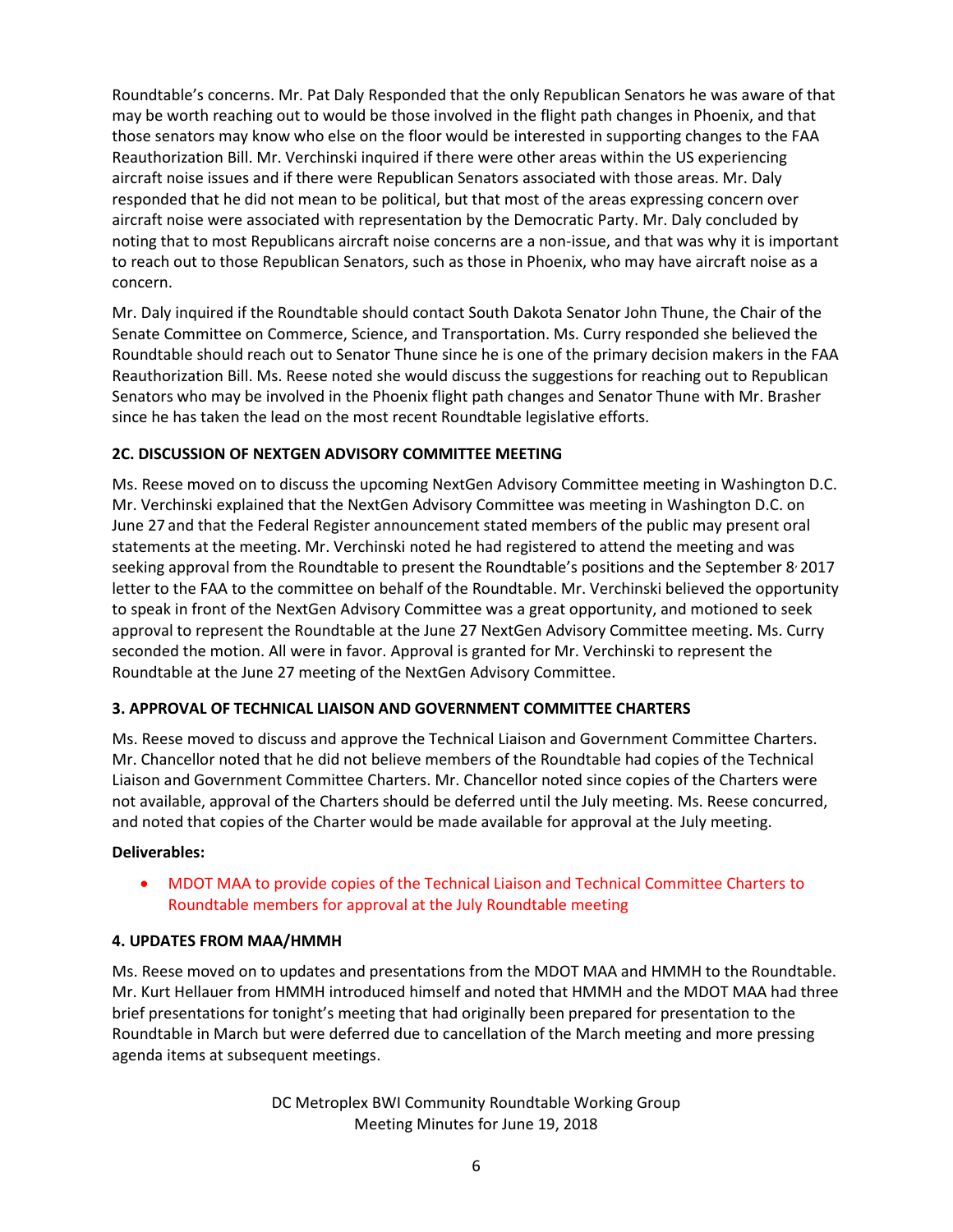Roundtable's concerns. Mr. Pat Daly Responded that the only Republican Senators he was aware of that may be worth reaching out to would be those involved in the flight path changes in Phoenix, and that those senators may know who else on the floor would be interested in supporting changes to the FAA Reauthorization Bill. Mr. Verchinski inquired if there were other areas within the US experiencing aircraft noise issues and if there were Republican Senators associated with those areas. Mr. Daly responded that he did not mean to be political, but that most of the areas expressing concern over aircraft noise were associated with representation by the Democratic Party. Mr. Daly concluded by noting that to most Republicans aircraft noise concerns are a non-issue, and that was why it is important to reach out to those Republican Senators, such as those in Phoenix, who may have aircraft noise as a concern.

Mr. Daly inquired if the Roundtable should contact South Dakota Senator John Thune, the Chair of the Senate Committee on Commerce, Science, and Transportation. Ms. Curry responded she believed the Roundtable should reach out to Senator Thune since he is one of the primary decision makers in the FAA Reauthorization Bill. Ms. Reese noted she would discuss the suggestions for reaching out to Republican Senators who may be involved in the Phoenix flight path changes and Senator Thune with Mr. Brasher since he has taken the lead on the most recent Roundtable legislative efforts.

**2C. DISCUSSION OF NEXTGEN ADVISORY COMMITTEE MEETING**

Ms. Reese moved on to discuss the upcoming NextGen Advisory Committee meeting in Washington D.C. Mr. Verchinski explained that the NextGen Advisory Committee was meeting in Washington D.C. on June 27 and that the Federal Register announcement stated members of the public may present oral statements at the meeting. Mr. Verchinski noted he had registered to attend the meeting and was seeking approval from the Roundtable to present the Roundtable's positions and the September 8, 2017 letter to the FAA to the committee on behalf of the Roundtable. Mr. Verchinski believed the opportunity to speak in front of the NextGen Advisory Committee was a great opportunity, and motioned to seek approval to represent the Roundtable at the June 27 NextGen Advisory Committee meeting. Ms. Curry seconded the motion. All were in favor. Approval is granted for Mr. Verchinski to represent the Roundtable at the June 27 meeting of the NextGen Advisory Committee.

**3. APPROVAL OF TECHNICAL LIAISON AND GOVERNMENT COMMITTEE CHARTERS**

Ms. Reese moved to discuss and approve the Technical Liaison and Government Committee Charters. Mr. Chancellor noted that he did not believe members of the Roundtable had copies of the Technical Liaison and Government Committee Charters. Mr. Chancellor noted since copies of the Charters were not available, approval of the Charters should be deferred until the July meeting. Ms. Reese concurred, and noted that copies of the Charter would be made available for approval at the July meeting.

**Deliverables:**

- MDOT MAA to provide copies of the Technical Liaison and Technical Committee Charters to Roundtable members for approval at the July Roundtable meeting

**4. UPDATES FROM MAA/HMMH**

Ms. Reese moved on to updates and presentations from the MDOT MAA and HMMH to the Roundtable. Mr. Kurt Hellauer from HMMH introduced himself and noted that HMMH and the MDOT MAA had three brief presentations for tonight's meeting that had originally been prepared for presentation to the Roundtable in March but were deferred due to cancellation of the March meeting and more pressing agenda items at subsequent meetings.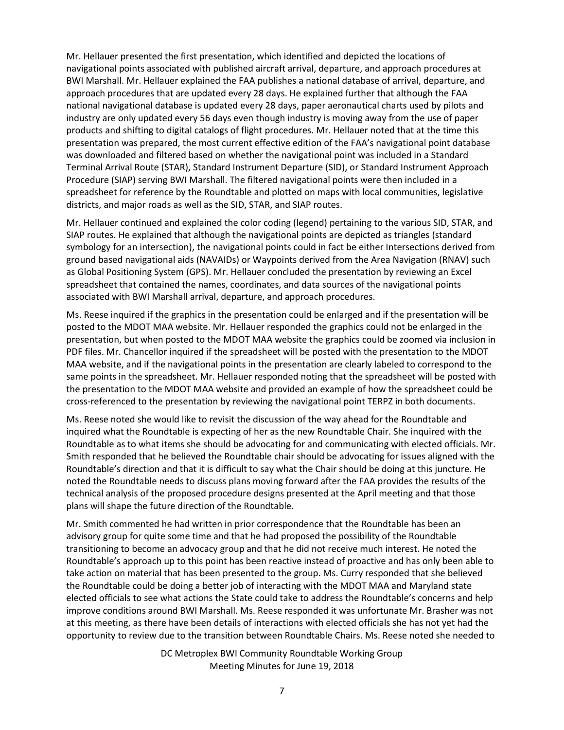Mr. Hellauer presented the first presentation, which identified and depicted the locations of navigational points associated with published aircraft arrival, departure, and approach procedures at BWI Marshall. Mr. Hellauer explained the FAA publishes a national database of arrival, departure, and approach procedures that are updated every 28 days. He explained further that although the FAA national navigational database is updated every 28 days, paper aeronautical charts used by pilots and industry are only updated every 56 days even though industry is moving away from the use of paper products and shifting to digital catalogs of flight procedures. Mr. Hellauer noted that at the time this presentation was prepared, the most current effective edition of the FAA's navigational point database was downloaded and filtered based on whether the navigational point was included in a Standard Terminal Arrival Route (STAR), Standard Instrument Departure (SID), or Standard Instrument Approach Procedure (SIAP) serving BWI Marshall. The filtered navigational points were then included in a spreadsheet for reference by the Roundtable and plotted on maps with local communities, legislative districts, and major roads as well as the SID, STAR, and SIAP routes.

Mr. Hellauer continued and explained the color coding (legend) pertaining to the various SID, STAR, and SIAP routes. He explained that although the navigational points are depicted as triangles (standard symbology for an intersection), the navigational points could in fact be either Intersections derived from ground based navigational aids (NAVAIDs) or Waypoints derived from the Area Navigation (RNAV) such as Global Positioning System (GPS). Mr. Hellauer concluded the presentation by reviewing an Excel spreadsheet that contained the names, coordinates, and data sources of the navigational points associated with BWI Marshall arrival, departure, and approach procedures.

Ms. Reese inquired if the graphics in the presentation could be enlarged and if the presentation will be posted to the MDOT MAA website. Mr. Hellauer responded the graphics could not be enlarged in the presentation, but when posted to the MDOT MAA website the graphics could be zoomed via inclusion in PDF files. Mr. Chancellor inquired if the spreadsheet will be posted with the presentation to the MDOT MAA website, and if the navigational points in the presentation are clearly labeled to correspond to the same points in the spreadsheet. Mr. Hellauer responded noting that the spreadsheet will be posted with the presentation to the MDOT MAA website and provided an example of how the spreadsheet could be cross-referenced to the presentation by reviewing the navigational point TERPZ in both documents.

Ms. Reese noted she would like to revisit the discussion of the way ahead for the Roundtable and inquired what the Roundtable is expecting of her as the new Roundtable Chair. She inquired with the Roundtable as to what items she should be advocating for and communicating with elected officials. Mr. Smith responded that he believed the Roundtable chair should be advocating for issues aligned with the Roundtable's direction and that it is difficult to say what the Chair should be doing at this juncture. He noted the Roundtable needs to discuss plans moving forward after the FAA provides the results of the technical analysis of the proposed procedure designs presented at the April meeting and that those plans will shape the future direction of the Roundtable.

Mr. Smith commented he had written in prior correspondence that the Roundtable has been an advisory group for quite some time and that he had proposed the possibility of the Roundtable transitioning to become an advocacy group and that he did not receive much interest. He noted the Roundtable's approach up to this point has been reactive instead of proactive and has only been able to take action on material that has been presented to the group. Ms. Curry responded that she believed the Roundtable could be doing a better job of interacting with the MDOT MAA and Maryland state elected officials to see what actions the State could take to address the Roundtable's concerns and help improve conditions around BWI Marshall. Ms. Reese responded it was unfortunate Mr. Brasher was not at this meeting, as there have been details of interactions with elected officials she has not yet had the opportunity to review due to the transition between Roundtable Chairs. Ms. Reese noted she needed to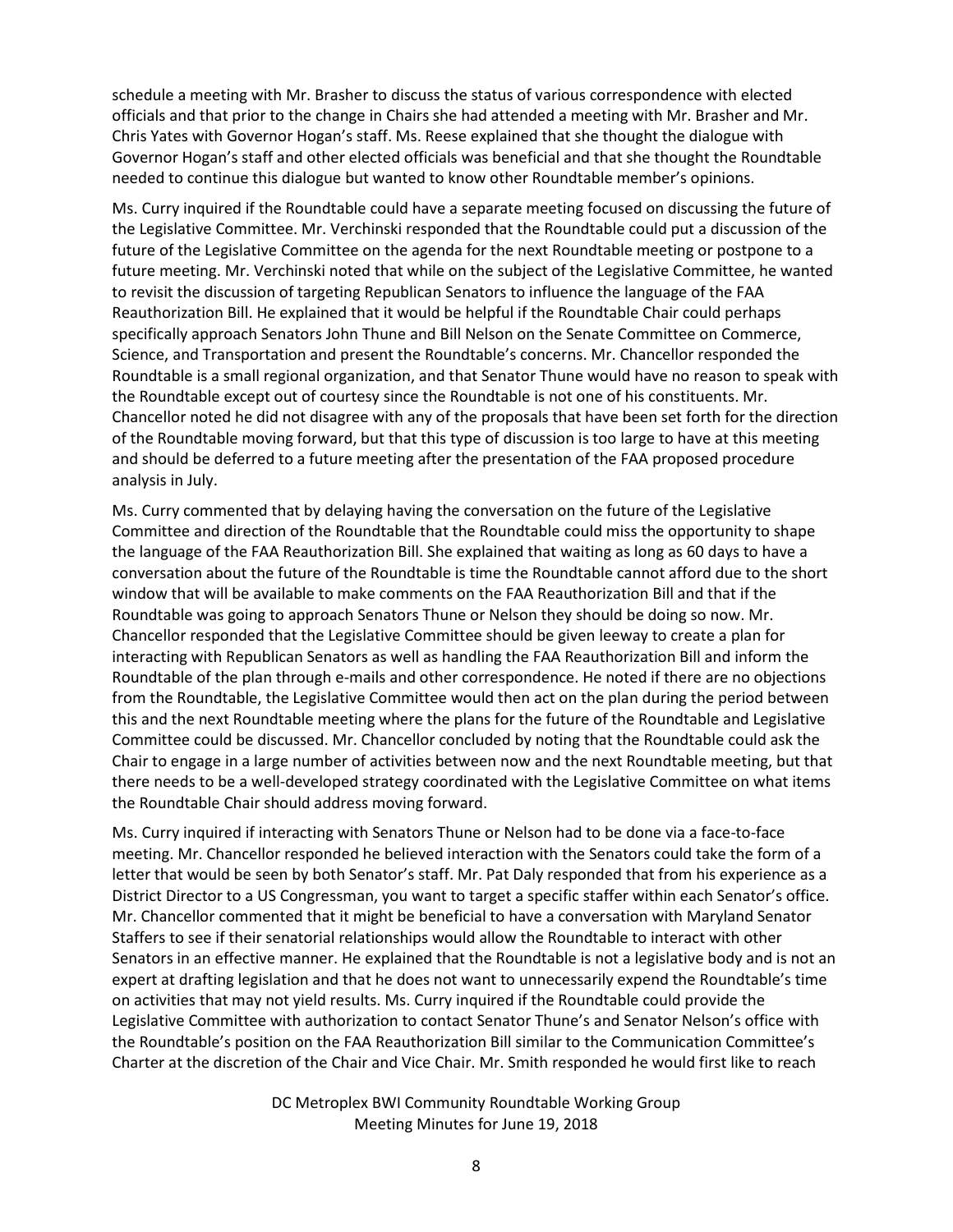schedule a meeting with Mr. Brasher to discuss the status of various correspondence with elected officials and that prior to the change in Chairs she had attended a meeting with Mr. Brasher and Mr. Chris Yates with Governor Hogan's staff. Ms. Reese explained that she thought the dialogue with Governor Hogan's staff and other elected officials was beneficial and that she thought the Roundtable needed to continue this dialogue but wanted to know other Roundtable member's opinions.

Ms. Curry inquired if the Roundtable could have a separate meeting focused on discussing the future of the Legislative Committee. Mr. Verchinski responded that the Roundtable could put a discussion of the future of the Legislative Committee on the agenda for the next Roundtable meeting or postpone to a future meeting. Mr. Verchinski noted that while on the subject of the Legislative Committee, he wanted to revisit the discussion of targeting Republican Senators to influence the language of the FAA Reauthorization Bill. He explained that it would be helpful if the Roundtable Chair could perhaps specifically approach Senators John Thune and Bill Nelson on the Senate Committee on Commerce, Science, and Transportation and present the Roundtable's concerns. Mr. Chancellor responded the Roundtable is a small regional organization, and that Senator Thune would have no reason to speak with the Roundtable except out of courtesy since the Roundtable is not one of his constituents. Mr. Chancellor noted he did not disagree with any of the proposals that have been set forth for the direction of the Roundtable moving forward, but that this type of discussion is too large to have at this meeting and should be deferred to a future meeting after the presentation of the FAA proposed procedure analysis in July.

Ms. Curry commented that by delaying having the conversation on the future of the Legislative Committee and direction of the Roundtable that the Roundtable could miss the opportunity to shape the language of the FAA Reauthorization Bill. She explained that waiting as long as 60 days to have a conversation about the future of the Roundtable is time the Roundtable cannot afford due to the short window that will be available to make comments on the FAA Reauthorization Bill and that if the Roundtable was going to approach Senators Thune or Nelson they should be doing so now. Mr. Chancellor responded that the Legislative Committee should be given leeway to create a plan for interacting with Republican Senators as well as handling the FAA Reauthorization Bill and inform the Roundtable of the plan through e-mails and other correspondence. He noted if there are no objections from the Roundtable, the Legislative Committee would then act on the plan during the period between this and the next Roundtable meeting where the plans for the future of the Roundtable and Legislative Committee could be discussed. Mr. Chancellor concluded by noting that the Roundtable could ask the Chair to engage in a large number of activities between now and the next Roundtable meeting, but that there needs to be a well-developed strategy coordinated with the Legislative Committee on what items the Roundtable Chair should address moving forward.

Ms. Curry inquired if interacting with Senators Thune or Nelson had to be done via a face-to-face meeting. Mr. Chancellor responded he believed interaction with the Senators could take the form of a letter that would be seen by both Senator's staff. Mr. Pat Daly responded that from his experience as a District Director to a US Congressman, you want to target a specific staffer within each Senator's office. Mr. Chancellor commented that it might be beneficial to have a conversation with Maryland Senator Staffers to see if their senatorial relationships would allow the Roundtable to interact with other Senators in an effective manner. He explained that the Roundtable is not a legislative body and is not an expert at drafting legislation and that he does not want to unnecessarily expend the Roundtable's time on activities that may not yield results. Ms. Curry inquired if the Roundtable could provide the Legislative Committee with authorization to contact Senator Thune's and Senator Nelson's office with the Roundtable's position on the FAA Reauthorization Bill similar to the Communication Committee's Charter at the discretion of the Chair and Vice Chair. Mr. Smith responded he would first like to reach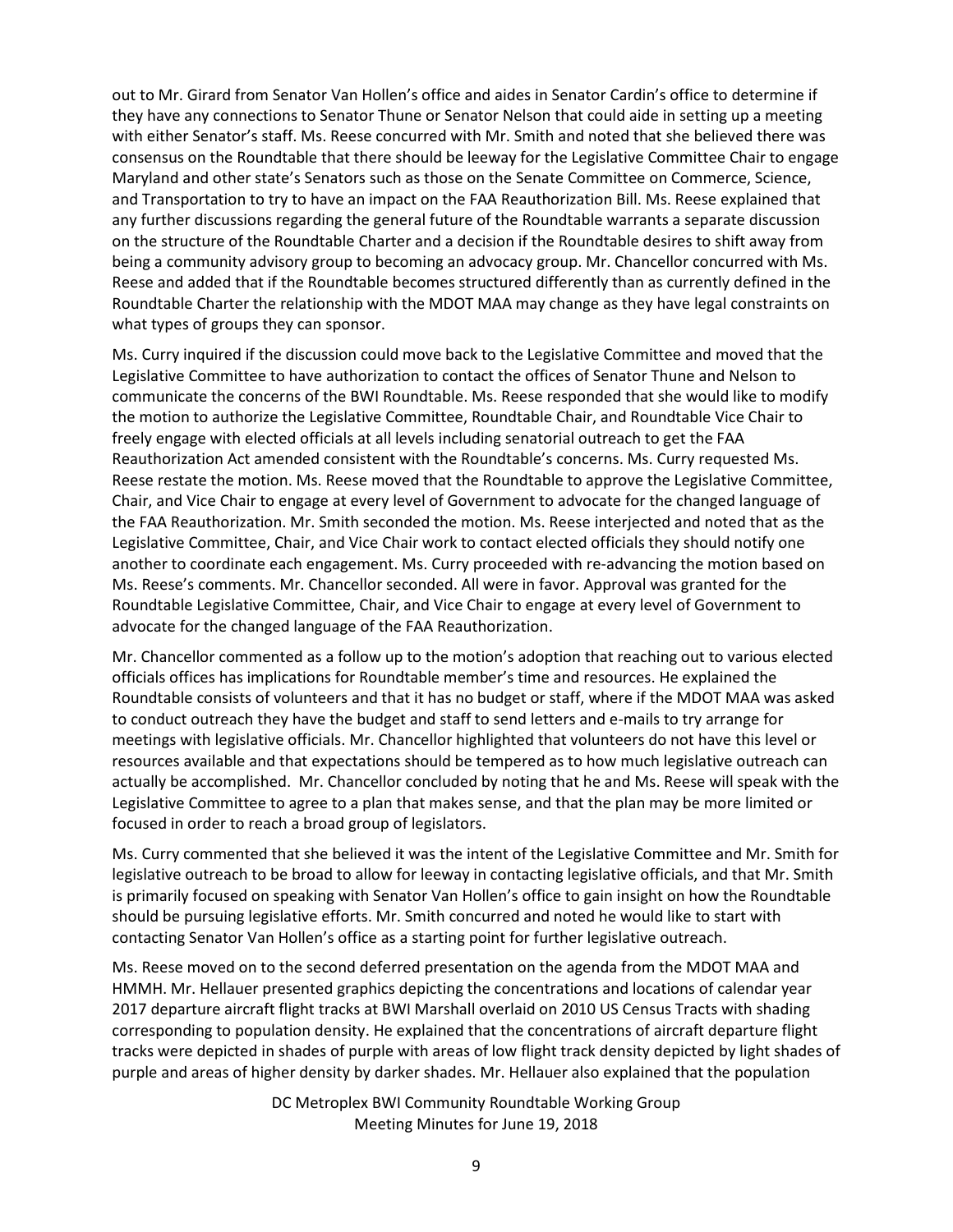out to Mr. Girard from Senator Van Hollen's office and aides in Senator Cardin's office to determine if they have any connections to Senator Thune or Senator Nelson that could aide in setting up a meeting with either Senator's staff. Ms. Reese concurred with Mr. Smith and noted that she believed there was consensus on the Roundtable that there should be leeway for the Legislative Committee Chair to engage Maryland and other state's Senators such as those on the Senate Committee on Commerce, Science, and Transportation to try to have an impact on the FAA Reauthorization Bill. Ms. Reese explained that any further discussions regarding the general future of the Roundtable warrants a separate discussion on the structure of the Roundtable Charter and a decision if the Roundtable desires to shift away from being a community advisory group to becoming an advocacy group. Mr. Chancellor concurred with Ms. Reese and added that if the Roundtable becomes structured differently than as currently defined in the Roundtable Charter the relationship with the MDOT MAA may change as they have legal constraints on what types of groups they can sponsor.

Ms. Curry inquired if the discussion could move back to the Legislative Committee and moved that the Legislative Committee to have authorization to contact the offices of Senator Thune and Nelson to communicate the concerns of the BWI Roundtable. Ms. Reese responded that she would like to modify the motion to authorize the Legislative Committee, Roundtable Chair, and Roundtable Vice Chair to freely engage with elected officials at all levels including senatorial outreach to get the FAA Reauthorization Act amended consistent with the Roundtable's concerns. Ms. Curry requested Ms. Reese restate the motion. Ms. Reese moved that the Roundtable to approve the Legislative Committee, Chair, and Vice Chair to engage at every level of Government to advocate for the changed language of the FAA Reauthorization. Mr. Smith seconded the motion. Ms. Reese interjected and noted that as the Legislative Committee, Chair, and Vice Chair work to contact elected officials they should notify one another to coordinate each engagement. Ms. Curry proceeded with re-advancing the motion based on Ms. Reese's comments. Mr. Chancellor seconded. All were in favor. Approval was granted for the Roundtable Legislative Committee, Chair, and Vice Chair to engage at every level of Government to advocate for the changed language of the FAA Reauthorization.

Mr. Chancellor commented as a follow up to the motion's adoption that reaching out to various elected officials offices has implications for Roundtable member's time and resources. He explained the Roundtable consists of volunteers and that it has no budget or staff, where if the MDOT MAA was asked to conduct outreach they have the budget and staff to send letters and e-mails to try arrange for meetings with legislative officials. Mr. Chancellor highlighted that volunteers do not have this level or resources available and that expectations should be tempered as to how much legislative outreach can actually be accomplished. Mr. Chancellor concluded by noting that he and Ms. Reese will speak with the Legislative Committee to agree to a plan that makes sense, and that the plan may be more limited or focused in order to reach a broad group of legislators.

Ms. Curry commented that she believed it was the intent of the Legislative Committee and Mr. Smith for legislative outreach to be broad to allow for leeway in contacting legislative officials, and that Mr. Smith is primarily focused on speaking with Senator Van Hollen's office to gain insight on how the Roundtable should be pursuing legislative efforts. Mr. Smith concurred and noted he would like to start with contacting Senator Van Hollen's office as a starting point for further legislative outreach.

Ms. Reese moved on to the second deferred presentation on the agenda from the MDOT MAA and HMMH. Mr. Hellauer presented graphics depicting the concentrations and locations of calendar year 2017 departure aircraft flight tracks at BWI Marshall overlaid on 2010 US Census Tracts with shading corresponding to population density. He explained that the concentrations of aircraft departure flight tracks were depicted in shades of purple with areas of low flight track density depicted by light shades of purple and areas of higher density by darker shades. Mr. Hellauer also explained that the population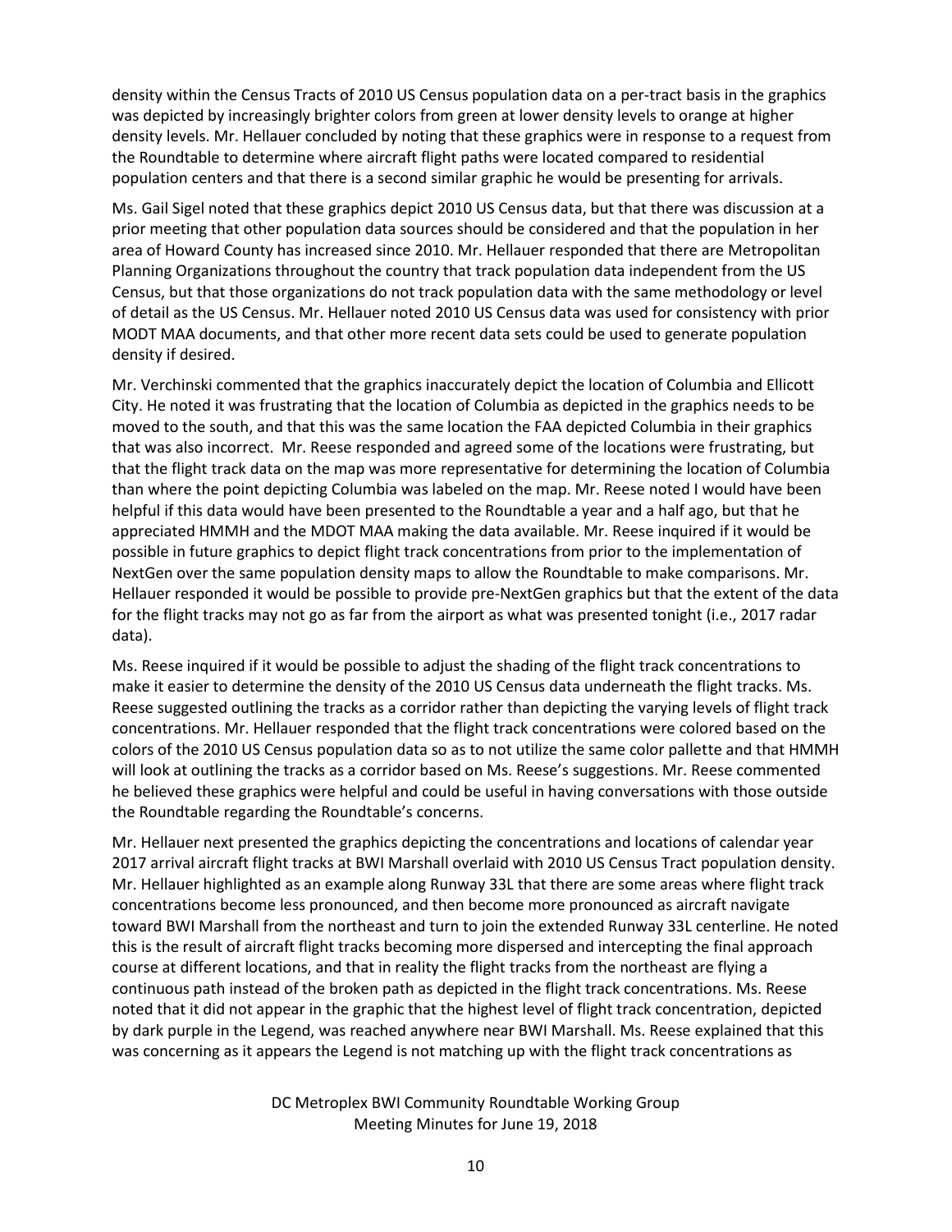density within the Census Tracts of 2010 US Census population data on a per-tract basis in the graphics was depicted by increasingly brighter colors from green at lower density levels to orange at higher density levels. Mr. Hellauer concluded by noting that these graphics were in response to a request from the Roundtable to determine where aircraft flight paths were located compared to residential population centers and that there is a second similar graphic he would be presenting for arrivals.

Ms. Gail Sigel noted that these graphics depict 2010 US Census data, but that there was discussion at a prior meeting that other population data sources should be considered and that the population in her area of Howard County has increased since 2010. Mr. Hellauer responded that there are Metropolitan Planning Organizations throughout the country that track population data independent from the US Census, but that those organizations do not track population data with the same methodology or level of detail as the US Census. Mr. Hellauer noted 2010 US Census data was used for consistency with prior MODT MAA documents, and that other more recent data sets could be used to generate population density if desired.

Mr. Verchinski commented that the graphics inaccurately depict the location of Columbia and Ellicott City. He noted it was frustrating that the location of Columbia as depicted in the graphics needs to be moved to the south, and that this was the same location the FAA depicted Columbia in their graphics that was also incorrect. Mr. Reese responded and agreed some of the locations were frustrating, but that the flight track data on the map was more representative for determining the location of Columbia than where the point depicting Columbia was labeled on the map. Mr. Reese noted I would have been helpful if this data would have been presented to the Roundtable a year and a half ago, but that he appreciated HMMH and the MDOT MAA making the data available. Mr. Reese inquired if it would be possible in future graphics to depict flight track concentrations from prior to the implementation of NextGen over the same population density maps to allow the Roundtable to make comparisons. Mr. Hellauer responded it would be possible to provide pre-NextGen graphics but that the extent of the data for the flight tracks may not go as far from the airport as what was presented tonight (i.e., 2017 radar data).

Ms. Reese inquired if it would be possible to adjust the shading of the flight track concentrations to make it easier to determine the density of the 2010 US Census data underneath the flight tracks. Ms. Reese suggested outlining the tracks as a corridor rather than depicting the varying levels of flight track concentrations. Mr. Hellauer responded that the flight track concentrations were colored based on the colors of the 2010 US Census population data so as to not utilize the same color pallette and that HMMH will look at outlining the tracks as a corridor based on Ms. Reese's suggestions. Mr. Reese commented he believed these graphics were helpful and could be useful in having conversations with those outside the Roundtable regarding the Roundtable's concerns.

Mr. Hellauer next presented the graphics depicting the concentrations and locations of calendar year 2017 arrival aircraft flight tracks at BWI Marshall overlaid with 2010 US Census Tract population density. Mr. Hellauer highlighted as an example along Runway 33L that there are some areas where flight track concentrations become less pronounced, and then become more pronounced as aircraft navigate toward BWI Marshall from the northeast and turn to join the extended Runway 33L centerline. He noted this is the result of aircraft flight tracks becoming more dispersed and intercepting the final approach course at different locations, and that in reality the flight tracks from the northeast are flying a continuous path instead of the broken path as depicted in the flight track concentrations. Ms. Reese noted that it did not appear in the graphic that the highest level of flight track concentration, depicted by dark purple in the Legend, was reached anywhere near BWI Marshall. Ms. Reese explained that this was concerning as it appears the Legend is not matching up with the flight track concentrations as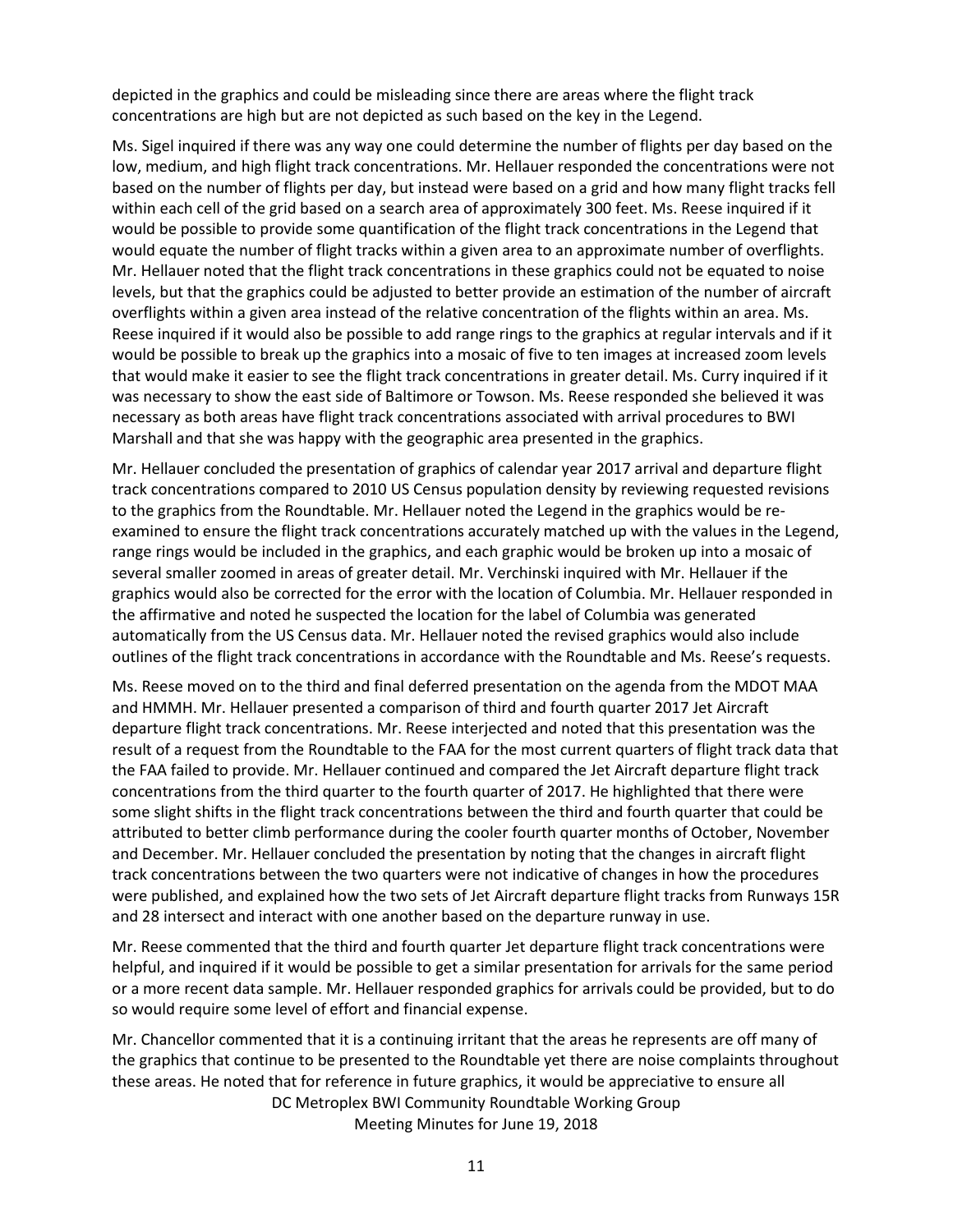depicted in the graphics and could be misleading since there are areas where the flight track concentrations are high but are not depicted as such based on the key in the Legend.

Ms. Sigel inquired if there was any way one could determine the number of flights per day based on the low, medium, and high flight track concentrations. Mr. Hellauer responded the concentrations were not based on the number of flights per day, but instead were based on a grid and how many flight tracks fell within each cell of the grid based on a search area of approximately 300 feet. Ms. Reese inquired if it would be possible to provide some quantification of the flight track concentrations in the Legend that would equate the number of flight tracks within a given area to an approximate number of overflights. Mr. Hellauer noted that the flight track concentrations in these graphics could not be equated to noise levels, but that the graphics could be adjusted to better provide an estimation of the number of aircraft overflights within a given area instead of the relative concentration of the flights within an area. Ms. Reese inquired if it would also be possible to add range rings to the graphics at regular intervals and if it would be possible to break up the graphics into a mosaic of five to ten images at increased zoom levels that would make it easier to see the flight track concentrations in greater detail. Ms. Curry inquired if it was necessary to show the east side of Baltimore or Towson. Ms. Reese responded she believed it was necessary as both areas have flight track concentrations associated with arrival procedures to BWI Marshall and that she was happy with the geographic area presented in the graphics.

Mr. Hellauer concluded the presentation of graphics of calendar year 2017 arrival and departure flight track concentrations compared to 2010 US Census population density by reviewing requested revisions to the graphics from the Roundtable. Mr. Hellauer noted the Legend in the graphics would be re-examined to ensure the flight track concentrations accurately matched up with the values in the Legend, range rings would be included in the graphics, and each graphic would be broken up into a mosaic of several smaller zoomed in areas of greater detail. Mr. Verchinski inquired with Mr. Hellauer if the graphics would also be corrected for the error with the location of Columbia. Mr. Hellauer responded in the affirmative and noted he suspected the location for the label of Columbia was generated automatically from the US Census data. Mr. Hellauer noted the revised graphics would also include outlines of the flight track concentrations in accordance with the Roundtable and Ms. Reese's requests.

Ms. Reese moved on to the third and final deferred presentation on the agenda from the MDOT MAA and HMMH. Mr. Hellauer presented a comparison of third and fourth quarter 2017 Jet Aircraft departure flight track concentrations. Mr. Reese interjected and noted that this presentation was the result of a request from the Roundtable to the FAA for the most current quarters of flight track data that the FAA failed to provide. Mr. Hellauer continued and compared the Jet Aircraft departure flight track concentrations from the third quarter to the fourth quarter of 2017. He highlighted that there were some slight shifts in the flight track concentrations between the third and fourth quarter that could be attributed to better climb performance during the cooler fourth quarter months of October, November and December. Mr. Hellauer concluded the presentation by noting that the changes in aircraft flight track concentrations between the two quarters were not indicative of changes in how the procedures were published, and explained how the two sets of Jet Aircraft departure flight tracks from Runways 15R and 28 intersect and interact with one another based on the departure runway in use.

Mr. Reese commented that the third and fourth quarter Jet departure flight track concentrations were helpful, and inquired if it would be possible to get a similar presentation for arrivals for the same period or a more recent data sample. Mr. Hellauer responded graphics for arrivals could be provided, but to do so would require some level of effort and financial expense.

Mr. Chancellor commented that it is a continuing irritant that the areas he represents are off many of the graphics that continue to be presented to the Roundtable yet there are noise complaints throughout these areas. He noted that for reference in future graphics, it would be appreciative to ensure all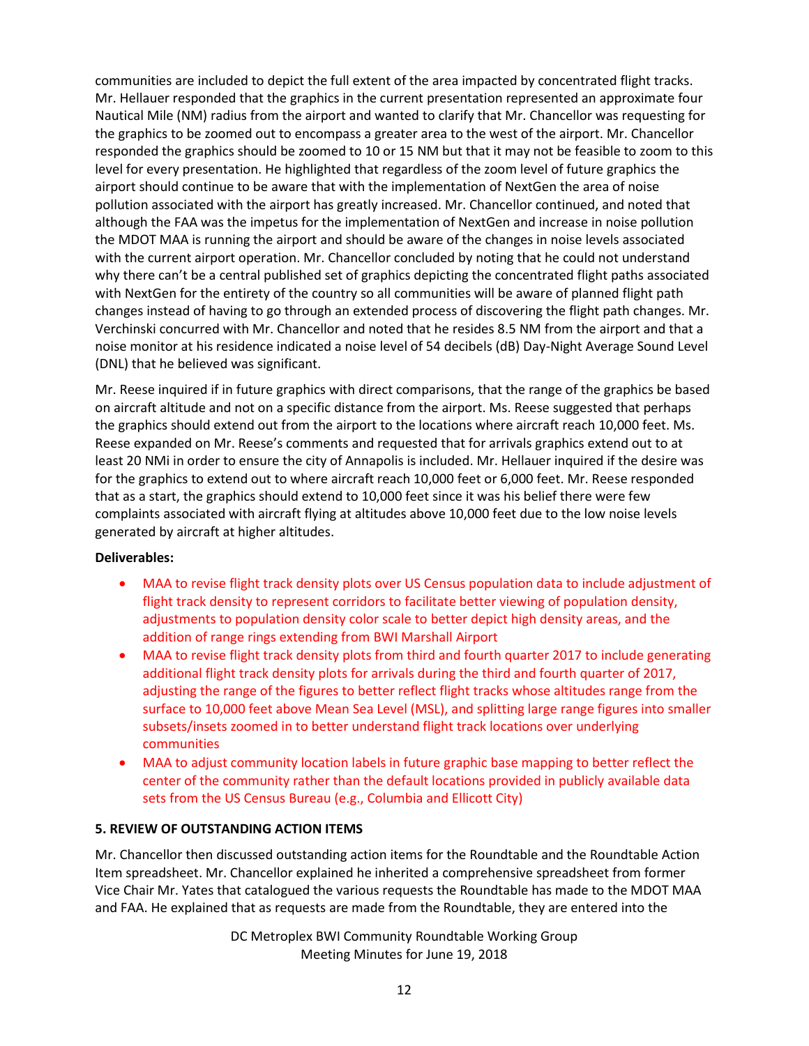communities are included to depict the full extent of the area impacted by concentrated flight tracks. Mr. Hellauer responded that the graphics in the current presentation represented an approximate four Nautical Mile (NM) radius from the airport and wanted to clarify that Mr. Chancellor was requesting for the graphics to be zoomed out to encompass a greater area to the west of the airport. Mr. Chancellor responded the graphics should be zoomed to 10 or 15 NM but that it may not be feasible to zoom to this level for every presentation. He highlighted that regardless of the zoom level of future graphics the airport should continue to be aware that with the implementation of NextGen the area of noise pollution associated with the airport has greatly increased. Mr. Chancellor continued, and noted that although the FAA was the impetus for the implementation of NextGen and increase in noise pollution the MDOT MAA is running the airport and should be aware of the changes in noise levels associated with the current airport operation. Mr. Chancellor concluded by noting that he could not understand why there can't be a central published set of graphics depicting the concentrated flight paths associated with NextGen for the entirety of the country so all communities will be aware of planned flight path changes instead of having to go through an extended process of discovering the flight path changes. Mr. Verchinski concurred with Mr. Chancellor and noted that he resides 8.5 NM from the airport and that a noise monitor at his residence indicated a noise level of 54 decibels (dB) Day-Night Average Sound Level (DNL) that he believed was significant.

Mr. Reese inquired if in future graphics with direct comparisons, that the range of the graphics be based on aircraft altitude and not on a specific distance from the airport. Ms. Reese suggested that perhaps the graphics should extend out from the airport to the locations where aircraft reach 10,000 feet. Ms. Reese expanded on Mr. Reese's comments and requested that for arrivals graphics extend out to at least 20 NMi in order to ensure the city of Annapolis is included. Mr. Hellauer inquired if the desire was for the graphics to extend out to where aircraft reach 10,000 feet or 6,000 feet. Mr. Reese responded that as a start, the graphics should extend to 10,000 feet since it was his belief there were few complaints associated with aircraft flying at altitudes above 10,000 feet due to the low noise levels generated by aircraft at higher altitudes.

**Deliverables:**

- MAA to revise flight track density plots over US Census population data to include adjustment of flight track density to represent corridors to facilitate better viewing of population density, adjustments to population density color scale to better depict high density areas, and the addition of range rings extending from BWI Marshall Airport
- MAA to revise flight track density plots from third and fourth quarter 2017 to include generating additional flight track density plots for arrivals during the third and fourth quarter of 2017, adjusting the range of the figures to better reflect flight tracks whose altitudes range from the surface to 10,000 feet above Mean Sea Level (MSL), and splitting large range figures into smaller subsets/insets zoomed in to better understand flight track locations over underlying communities
- MAA to adjust community location labels in future graphic base mapping to better reflect the center of the community rather than the default locations provided in publicly available data sets from the US Census Bureau (e.g., Columbia and Ellicott City)

**5. REVIEW OF OUTSTANDING ACTION ITEMS**

Mr. Chancellor then discussed outstanding action items for the Roundtable and the Roundtable Action Item spreadsheet. Mr. Chancellor explained he inherited a comprehensive spreadsheet from former Vice Chair Mr. Yates that catalogued the various requests the Roundtable has made to the MDOT MAA and FAA. He explained that as requests are made from the Roundtable, they are entered into the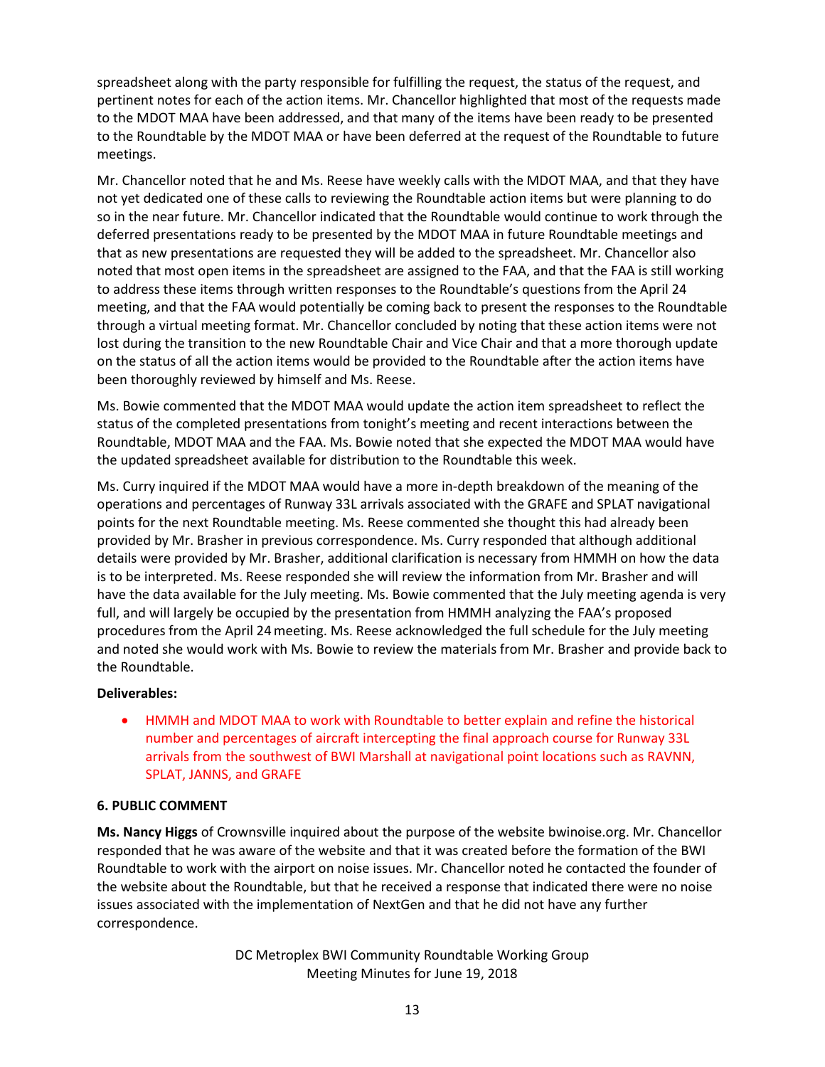spreadsheet along with the party responsible for fulfilling the request, the status of the request, and pertinent notes for each of the action items. Mr. Chancellor highlighted that most of the requests made to the MDOT MAA have been addressed, and that many of the items have been ready to be presented to the Roundtable by the MDOT MAA or have been deferred at the request of the Roundtable to future meetings.

Mr. Chancellor noted that he and Ms. Reese have weekly calls with the MDOT MAA, and that they have not yet dedicated one of these calls to reviewing the Roundtable action items but were planning to do so in the near future. Mr. Chancellor indicated that the Roundtable would continue to work through the deferred presentations ready to be presented by the MDOT MAA in future Roundtable meetings and that as new presentations are requested they will be added to the spreadsheet. Mr. Chancellor also noted that most open items in the spreadsheet are assigned to the FAA, and that the FAA is still working to address these items through written responses to the Roundtable's questions from the April 24 meeting, and that the FAA would potentially be coming back to present the responses to the Roundtable through a virtual meeting format. Mr. Chancellor concluded by noting that these action items were not lost during the transition to the new Roundtable Chair and Vice Chair and that a more thorough update on the status of all the action items would be provided to the Roundtable after the action items have been thoroughly reviewed by himself and Ms. Reese.

Ms. Bowie commented that the MDOT MAA would update the action item spreadsheet to reflect the status of the completed presentations from tonight's meeting and recent interactions between the Roundtable, MDOT MAA and the FAA. Ms. Bowie noted that she expected the MDOT MAA would have the updated spreadsheet available for distribution to the Roundtable this week.

Ms. Curry inquired if the MDOT MAA would have a more in-depth breakdown of the meaning of the operations and percentages of Runway 33L arrivals associated with the GRAFE and SPLAT navigational points for the next Roundtable meeting. Ms. Reese commented she thought this had already been provided by Mr. Brasher in previous correspondence. Ms. Curry responded that although additional details were provided by Mr. Brasher, additional clarification is necessary from HMMH on how the data is to be interpreted. Ms. Reese responded she will review the information from Mr. Brasher and will have the data available for the July meeting. Ms. Bowie commented that the July meeting agenda is very full, and will largely be occupied by the presentation from HMMH analyzing the FAA's proposed procedures from the April 24 meeting. Ms. Reese acknowledged the full schedule for the July meeting and noted she would work with Ms. Bowie to review the materials from Mr. Brasher and provide back to the Roundtable.

**Deliverables:**

- HMMH and MDOT MAA to work with Roundtable to better explain and refine the historical number and percentages of aircraft intercepting the final approach course for Runway 33L arrivals from the southwest of BWI Marshall at navigational point locations such as RAVNN, SPLAT, JANNS, and GRAFE

**6. PUBLIC COMMENT**

**Ms. Nancy Higgs** of Crownsville inquired about the purpose of the website bwinoise.org. Mr. Chancellor responded that he was aware of the website and that it was created before the formation of the BWI Roundtable to work with the airport on noise issues. Mr. Chancellor noted he contacted the founder of the website about the Roundtable, but that he received a response that indicated there were no noise issues associated with the implementation of NextGen and that he did not have any further correspondence.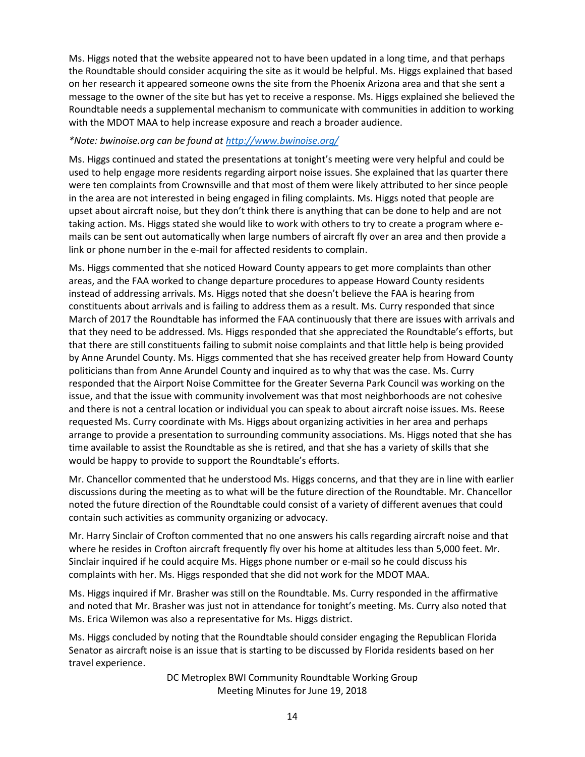Ms. Higgs noted that the website appeared not to have been updated in a long time, and that perhaps the Roundtable should consider acquiring the site as it would be helpful. Ms. Higgs explained that based on her research it appeared someone owns the site from the Phoenix Arizona area and that she sent a message to the owner of the site but has yet to receive a response. Ms. Higgs explained she believed the Roundtable needs a supplemental mechanism to communicate with communities in addition to working with the MDOT MAA to help increase exposure and reach a broader audience.

*\*Note: bwinoise.org can be found at [http://www.bwinoise.org/](http://www.bwinoise.org/)*

Ms. Higgs continued and stated the presentations at tonight's meeting were very helpful and could be used to help engage more residents regarding airport noise issues. She explained that las quarter there were ten complaints from Crownsville and that most of them were likely attributed to her since people in the area are not interested in being engaged in filing complaints. Ms. Higgs noted that people are upset about aircraft noise, but they don't think there is anything that can be done to help and are not taking action. Ms. Higgs stated she would like to work with others to try to create a program where e-mails can be sent out automatically when large numbers of aircraft fly over an area and then provide a link or phone number in the e-mail for affected residents to complain.

Ms. Higgs commented that she noticed Howard County appears to get more complaints than other areas, and the FAA worked to change departure procedures to appease Howard County residents instead of addressing arrivals. Ms. Higgs noted that she doesn't believe the FAA is hearing from constituents about arrivals and is failing to address them as a result. Ms. Curry responded that since March of 2017 the Roundtable has informed the FAA continuously that there are issues with arrivals and that they need to be addressed. Ms. Higgs responded that she appreciated the Roundtable's efforts, but that there are still constituents failing to submit noise complaints and that little help is being provided by Anne Arundel County. Ms. Higgs commented that she has received greater help from Howard County politicians than from Anne Arundel County and inquired as to why that was the case. Ms. Curry responded that the Airport Noise Committee for the Greater Severna Park Council was working on the issue, and that the issue with community involvement was that most neighborhoods are not cohesive and there is not a central location or individual you can speak to about aircraft noise issues. Ms. Reese requested Ms. Curry coordinate with Ms. Higgs about organizing activities in her area and perhaps arrange to provide a presentation to surrounding community associations. Ms. Higgs noted that she has time available to assist the Roundtable as she is retired, and that she has a variety of skills that she would be happy to provide to support the Roundtable's efforts.

Mr. Chancellor commented that he understood Ms. Higgs concerns, and that they are in line with earlier discussions during the meeting as to what will be the future direction of the Roundtable. Mr. Chancellor noted the future direction of the Roundtable could consist of a variety of different avenues that could contain such activities as community organizing or advocacy.

Mr. Harry Sinclair of Crofton commented that no one answers his calls regarding aircraft noise and that where he resides in Crofton aircraft frequently fly over his home at altitudes less than 5,000 feet. Mr. Sinclair inquired if he could acquire Ms. Higgs phone number or e-mail so he could discuss his complaints with her. Ms. Higgs responded that she did not work for the MDOT MAA.

Ms. Higgs inquired if Mr. Brasher was still on the Roundtable. Ms. Curry responded in the affirmative and noted that Mr. Brasher was just not in attendance for tonight's meeting. Ms. Curry also noted that Ms. Erica Wilemon was also a representative for Ms. Higgs district.

Ms. Higgs concluded by noting that the Roundtable should consider engaging the Republican Florida Senator as aircraft noise is an issue that is starting to be discussed by Florida residents based on her travel experience.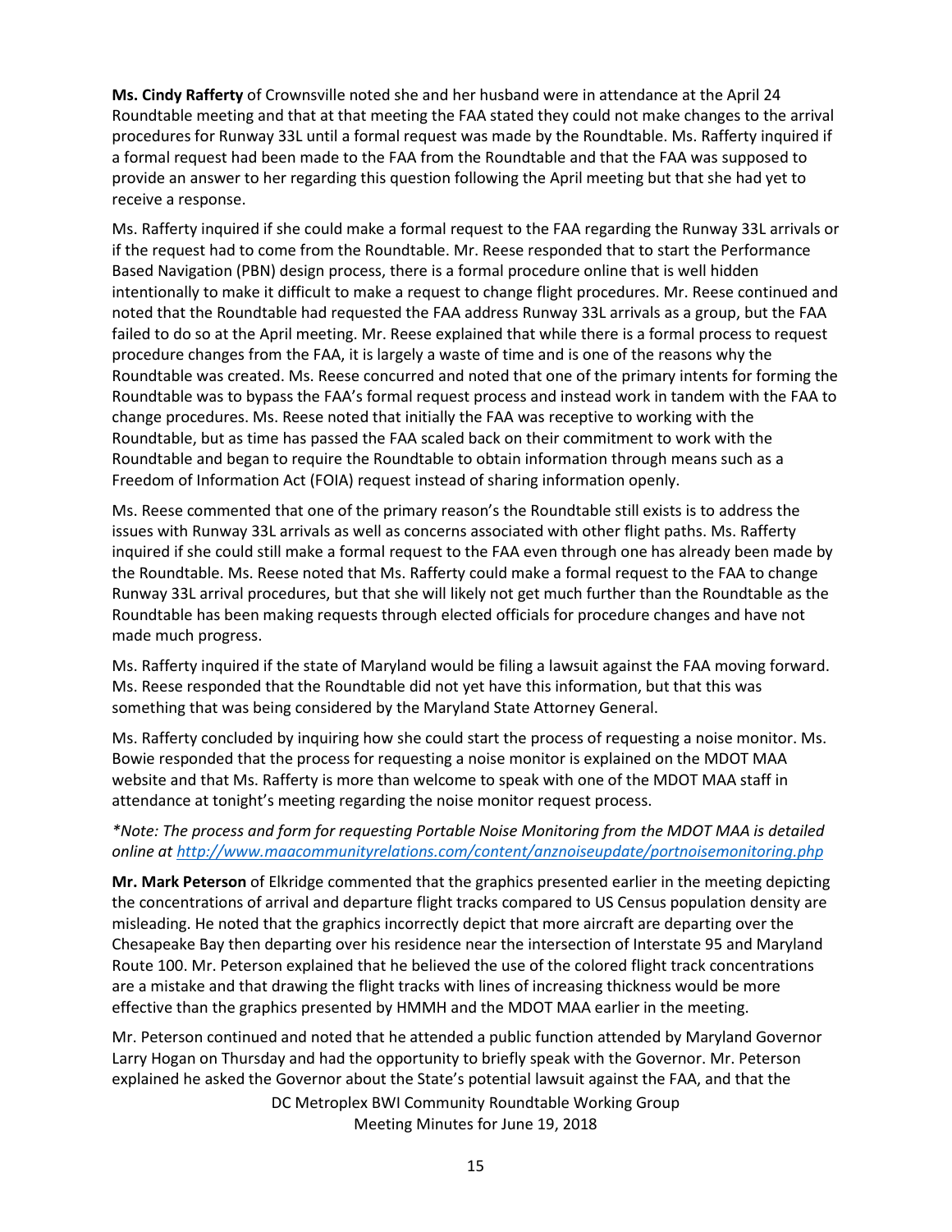**Ms. Cindy Rafferty** of Crownsville noted she and her husband were in attendance at the April 24 Roundtable meeting and that at that meeting the FAA stated they could not make changes to the arrival procedures for Runway 33L until a formal request was made by the Roundtable. Ms. Rafferty inquired if a formal request had been made to the FAA from the Roundtable and that the FAA was supposed to provide an answer to her regarding this question following the April meeting but that she had yet to receive a response.

Ms. Rafferty inquired if she could make a formal request to the FAA regarding the Runway 33L arrivals or if the request had to come from the Roundtable. Mr. Reese responded that to start the Performance Based Navigation (PBN) design process, there is a formal procedure online that is well hidden intentionally to make it difficult to make a request to change flight procedures. Mr. Reese continued and noted that the Roundtable had requested the FAA address Runway 33L arrivals as a group, but the FAA failed to do so at the April meeting. Mr. Reese explained that while there is a formal process to request procedure changes from the FAA, it is largely a waste of time and is one of the reasons why the Roundtable was created. Ms. Reese concurred and noted that one of the primary intents for forming the Roundtable was to bypass the FAA's formal request process and instead work in tandem with the FAA to change procedures. Ms. Reese noted that initially the FAA was receptive to working with the Roundtable, but as time has passed the FAA scaled back on their commitment to work with the Roundtable and began to require the Roundtable to obtain information through means such as a Freedom of Information Act (FOIA) request instead of sharing information openly.

Ms. Reese commented that one of the primary reason's the Roundtable still exists is to address the issues with Runway 33L arrivals as well as concerns associated with other flight paths. Ms. Rafferty inquired if she could still make a formal request to the FAA even through one has already been made by the Roundtable. Ms. Reese noted that Ms. Rafferty could make a formal request to the FAA to change Runway 33L arrival procedures, but that she will likely not get much further than the Roundtable as the Roundtable has been making requests through elected officials for procedure changes and have not made much progress.

Ms. Rafferty inquired if the state of Maryland would be filing a lawsuit against the FAA moving forward. Ms. Reese responded that the Roundtable did not yet have this information, but that this was something that was being considered by the Maryland State Attorney General.

Ms. Rafferty concluded by inquiring how she could start the process of requesting a noise monitor. Ms. Bowie responded that the process for requesting a noise monitor is explained on the MDOT MAA website and that Ms. Rafferty is more than welcome to speak with one of the MDOT MAA staff in attendance at tonight's meeting regarding the noise monitor request process.

*\*Note: The process and form for requesting Portable Noise Monitoring from the MDOT MAA is detailed online at [http://www.maacommunityrelations.com/content/anznoiseupdate/portnoisemonitoring.php](http://www.maacommunityrelations.com/content/anznoiseupdate/portnoisemonitoring.php)*

**Mr. Mark Peterson** of Elkridge commented that the graphics presented earlier in the meeting depicting the concentrations of arrival and departure flight tracks compared to US Census population density are misleading. He noted that the graphics incorrectly depict that more aircraft are departing over the Chesapeake Bay then departing over his residence near the intersection of Interstate 95 and Maryland Route 100. Mr. Peterson explained that he believed the use of the colored flight track concentrations are a mistake and that drawing the flight tracks with lines of increasing thickness would be more effective than the graphics presented by HMMH and the MDOT MAA earlier in the meeting.

Mr. Peterson continued and noted that he attended a public function attended by Maryland Governor Larry Hogan on Thursday and had the opportunity to briefly speak with the Governor. Mr. Peterson explained he asked the Governor about the State's potential lawsuit against the FAA, and that the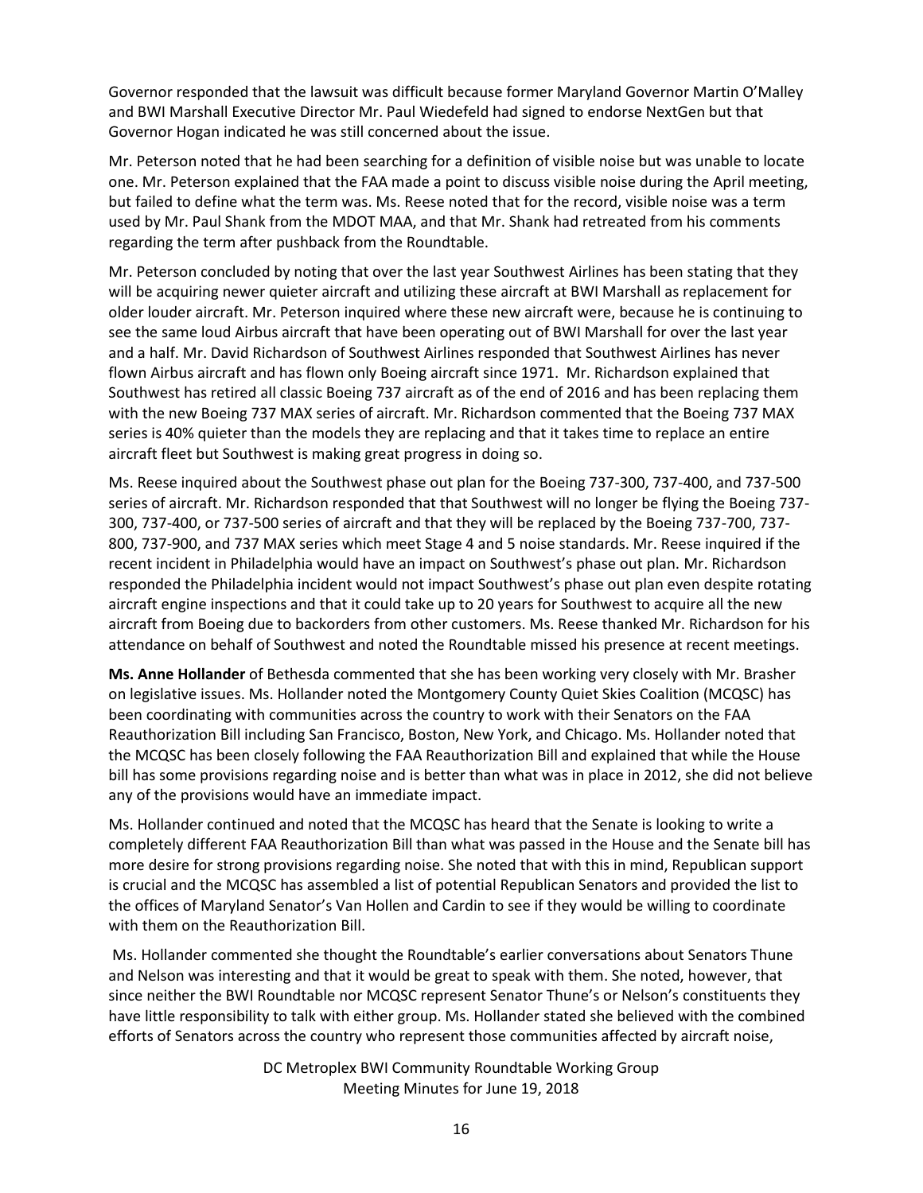Governor responded that the lawsuit was difficult because former Maryland Governor Martin O'Malley and BWI Marshall Executive Director Mr. Paul Wiedefeld had signed to endorse NextGen but that Governor Hogan indicated he was still concerned about the issue.

Mr. Peterson noted that he had been searching for a definition of visible noise but was unable to locate one. Mr. Peterson explained that the FAA made a point to discuss visible noise during the April meeting, but failed to define what the term was. Ms. Reese noted that for the record, visible noise was a term used by Mr. Paul Shank from the MDOT MAA, and that Mr. Shank had retreated from his comments regarding the term after pushback from the Roundtable.

Mr. Peterson concluded by noting that over the last year Southwest Airlines has been stating that they will be acquiring newer quieter aircraft and utilizing these aircraft at BWI Marshall as replacement for older louder aircraft. Mr. Peterson inquired where these new aircraft were, because he is continuing to see the same loud Airbus aircraft that have been operating out of BWI Marshall for over the last year and a half. Mr. David Richardson of Southwest Airlines responded that Southwest Airlines has never flown Airbus aircraft and has flown only Boeing aircraft since 1971. Mr. Richardson explained that Southwest has retired all classic Boeing 737 aircraft as of the end of 2016 and has been replacing them with the new Boeing 737 MAX series of aircraft. Mr. Richardson commented that the Boeing 737 MAX series is 40% quieter than the models they are replacing and that it takes time to replace an entire aircraft fleet but Southwest is making great progress in doing so.

Ms. Reese inquired about the Southwest phase out plan for the Boeing 737-300, 737-400, and 737-500 series of aircraft. Mr. Richardson responded that that Southwest will no longer be flying the Boeing 737-300, 737-400, or 737-500 series of aircraft and that they will be replaced by the Boeing 737-700, 737-800, 737-900, and 737 MAX series which meet Stage 4 and 5 noise standards. Mr. Reese inquired if the recent incident in Philadelphia would have an impact on Southwest's phase out plan. Mr. Richardson responded the Philadelphia incident would not impact Southwest's phase out plan even despite rotating aircraft engine inspections and that it could take up to 20 years for Southwest to acquire all the new aircraft from Boeing due to backorders from other customers. Ms. Reese thanked Mr. Richardson for his attendance on behalf of Southwest and noted the Roundtable missed his presence at recent meetings.

**Ms. Anne Hollander** of Bethesda commented that she has been working very closely with Mr. Brasher on legislative issues. Ms. Hollander noted the Montgomery County Quiet Skies Coalition (MCQSC) has been coordinating with communities across the country to work with their Senators on the FAA Reauthorization Bill including San Francisco, Boston, New York, and Chicago. Ms. Hollander noted that the MCQSC has been closely following the FAA Reauthorization Bill and explained that while the House bill has some provisions regarding noise and is better than what was in place in 2012, she did not believe any of the provisions would have an immediate impact.

Ms. Hollander continued and noted that the MCQSC has heard that the Senate is looking to write a completely different FAA Reauthorization Bill than what was passed in the House and the Senate bill has more desire for strong provisions regarding noise. She noted that with this in mind, Republican support is crucial and the MCQSC has assembled a list of potential Republican Senators and provided the list to the offices of Maryland Senator's Van Hollen and Cardin to see if they would be willing to coordinate with them on the Reauthorization Bill.

Ms. Hollander commented she thought the Roundtable's earlier conversations about Senators Thune and Nelson was interesting and that it would be great to speak with them. She noted, however, that since neither the BWI Roundtable nor MCQSC represent Senator Thune's or Nelson's constituents they have little responsibility to talk with either group. Ms. Hollander stated she believed with the combined efforts of Senators across the country who represent those communities affected by aircraft noise,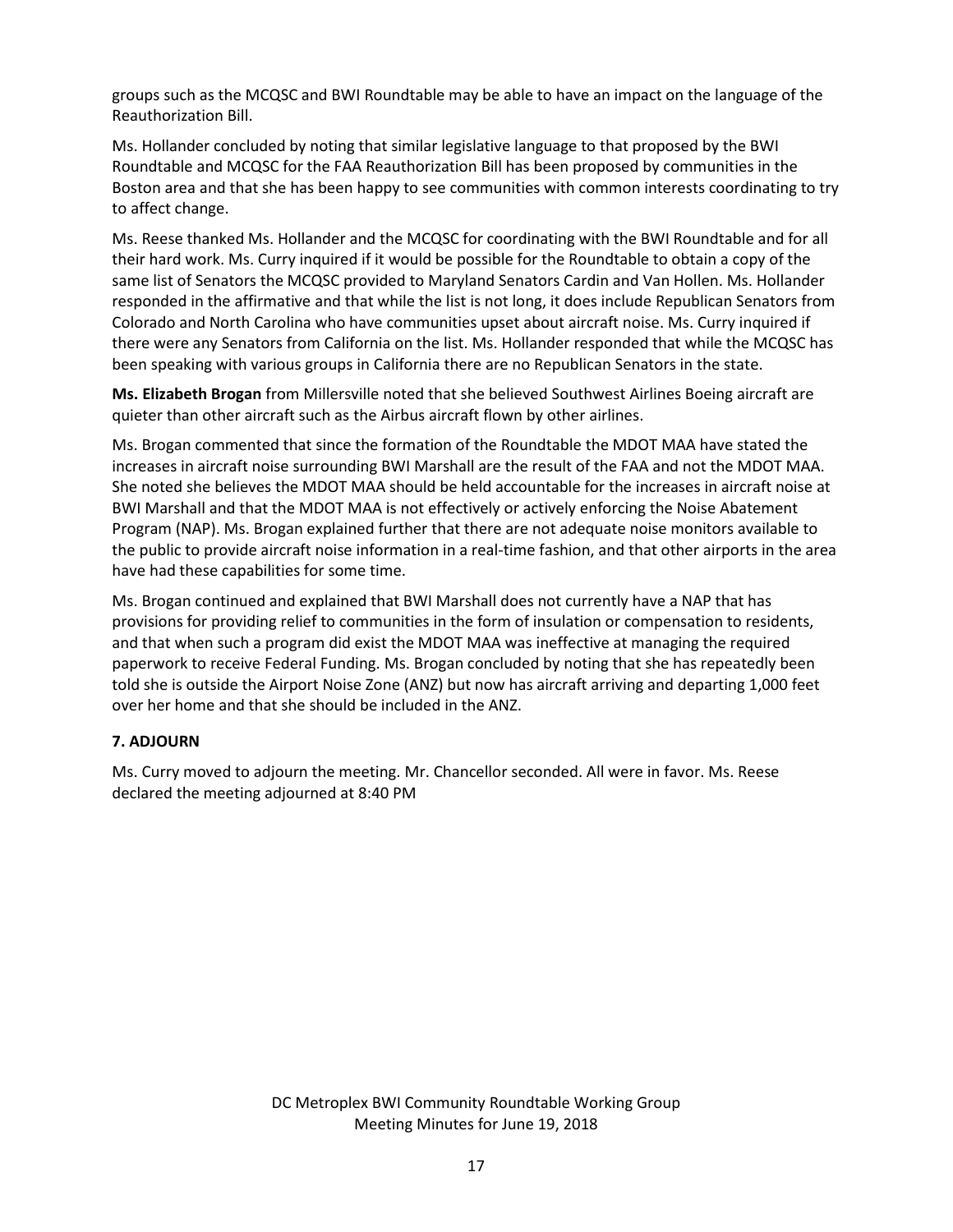groups such as the MCQSC and BWI Roundtable may be able to have an impact on the language of the Reauthorization Bill.

Ms. Hollander concluded by noting that similar legislative language to that proposed by the BWI Roundtable and MCQSC for the FAA Reauthorization Bill has been proposed by communities in the Boston area and that she has been happy to see communities with common interests coordinating to try to affect change.

Ms. Reese thanked Ms. Hollander and the MCQSC for coordinating with the BWI Roundtable and for all their hard work. Ms. Curry inquired if it would be possible for the Roundtable to obtain a copy of the same list of Senators the MCQSC provided to Maryland Senators Cardin and Van Hollen. Ms. Hollander responded in the affirmative and that while the list is not long, it does include Republican Senators from Colorado and North Carolina who have communities upset about aircraft noise. Ms. Curry inquired if there were any Senators from California on the list. Ms. Hollander responded that while the MCQSC has been speaking with various groups in California there are no Republican Senators in the state.

**Ms. Elizabeth Brogan** from Millersville noted that she believed Southwest Airlines Boeing aircraft are quieter than other aircraft such as the Airbus aircraft flown by other airlines.

Ms. Brogan commented that since the formation of the Roundtable the MDOT MAA have stated the increases in aircraft noise surrounding BWI Marshall are the result of the FAA and not the MDOT MAA. She noted she believes the MDOT MAA should be held accountable for the increases in aircraft noise at BWI Marshall and that the MDOT MAA is not effectively or actively enforcing the Noise Abatement Program (NAP). Ms. Brogan explained further that there are not adequate noise monitors available to the public to provide aircraft noise information in a real-time fashion, and that other airports in the area have had these capabilities for some time.

Ms. Brogan continued and explained that BWI Marshall does not currently have a NAP that has provisions for providing relief to communities in the form of insulation or compensation to residents, and that when such a program did exist the MDOT MAA was ineffective at managing the required paperwork to receive Federal Funding. Ms. Brogan concluded by noting that she has repeatedly been told she is outside the Airport Noise Zone (ANZ) but now has aircraft arriving and departing 1,000 feet over her home and that she should be included in the ANZ.

### 7. ADJOURN

Ms. Curry moved to adjourn the meeting. Mr. Chancellor seconded. All were in favor. Ms. Reese declared the meeting adjourned at 8:40 PM